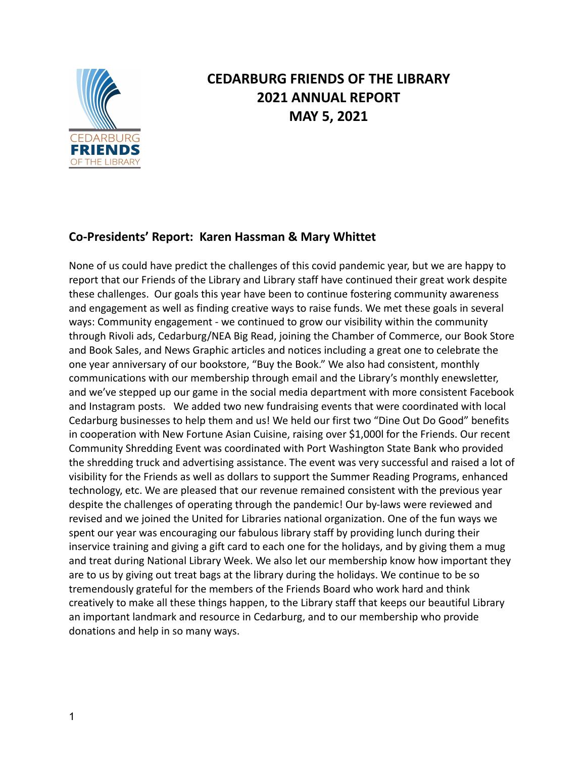# CEDARBURG FRIENDS OF THE LIBRARY
# 2021 ANNUAL REPORT
# MAY 5, 2021

## Co-Presidents' Report: Karen Hassman & Mary Whittet

None of us could have predict the challenges of this covid pandemic year, but we are happy to report that our Friends of the Library and Library staff have continued their great work despite these challenges. Our goals this year have been to continue fostering community awareness and engagement as well as finding creative ways to raise funds. We met these goals in several ways: Community engagement - we continued to grow our visibility within the community through Rivoli ads, Cedarburg/NEA Big Read, joining the Chamber of Commerce, our Book Store and Book Sales, and News Graphic articles and notices including a great one to celebrate the one year anniversary of our bookstore, "Buy the Book." We also had consistent, monthly communications with our membership through email and the Library's monthly enewsletter, and we've stepped up our game in the social media department with more consistent Facebook and Instagram posts. We added two new fundraising events that were coordinated with local Cedarburg businesses to help them and us! We held our first two "Dine Out Do Good" benefits in cooperation with New Fortune Asian Cuisine, raising over $1,000l for the Friends. Our recent Community Shredding Event was coordinated with Port Washington State Bank who provided the shredding truck and advertising assistance. The event was very successful and raised a lot of visibility for the Friends as well as dollars to support the Summer Reading Programs, enhanced technology, etc. We are pleased that our revenue remained consistent with the previous year despite the challenges of operating through the pandemic! Our by-laws were reviewed and revised and we joined the United for Libraries national organization. One of the fun ways we spent our year was encouraging our fabulous library staff by providing lunch during their inservice training and giving a gift card to each one for the holidays, and by giving them a mug and treat during National Library Week. We also let our membership know how important they are to us by giving out treat bags at the library during the holidays. We continue to be so tremendously grateful for the members of the Friends Board who work hard and think creatively to make all these things happen, to the Library staff that keeps our beautiful Library an important landmark and resource in Cedarburg, and to our membership who provide donations and help in so many ways.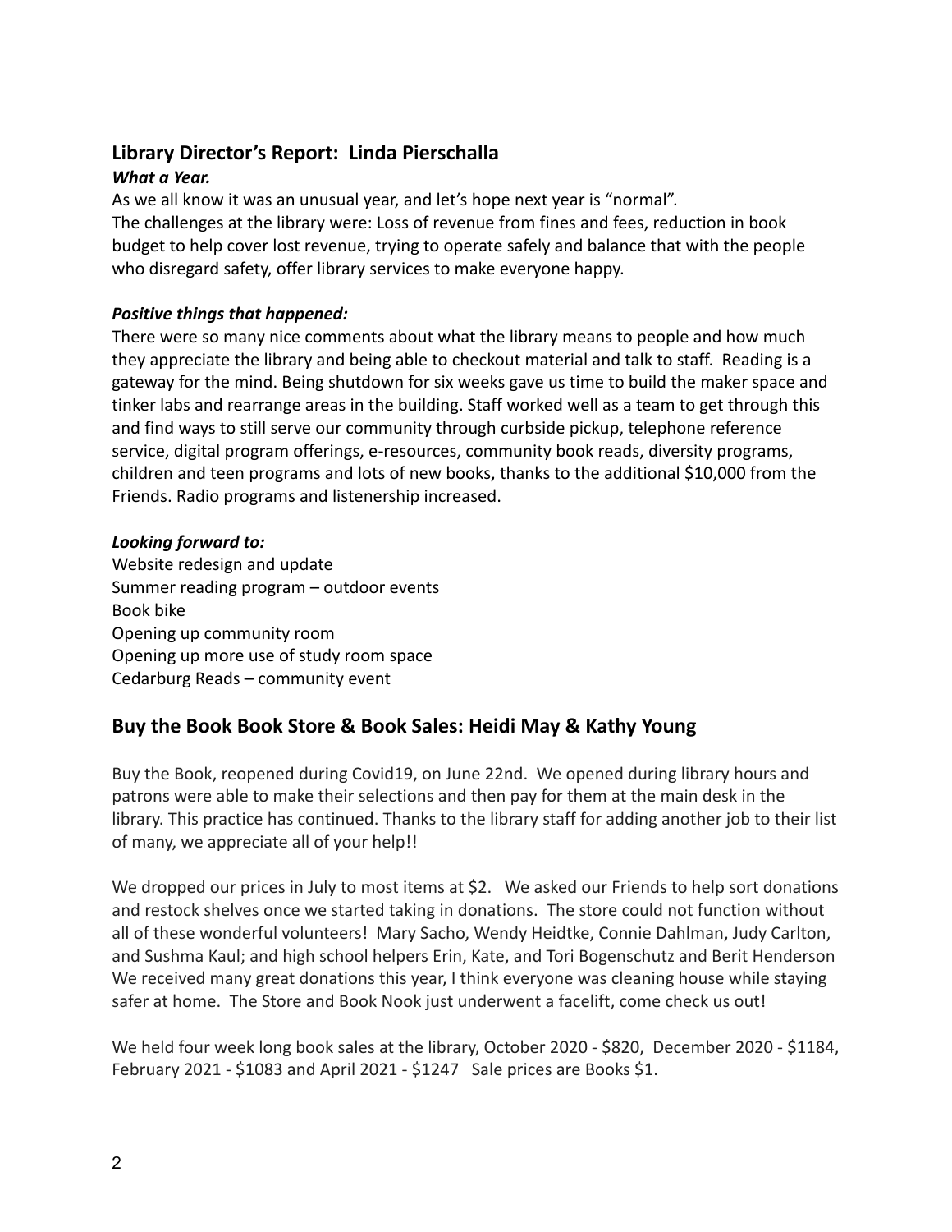## Library Director's Report: Linda Pierschalla

***What a Year.***

As we all know it was an unusual year, and let's hope next year is "normal".
The challenges at the library were: Loss of revenue from fines and fees, reduction in book budget to help cover lost revenue, trying to operate safely and balance that with the people who disregard safety, offer library services to make everyone happy.

***Positive things that happened:***

There were so many nice comments about what the library means to people and how much they appreciate the library and being able to checkout material and talk to staff. Reading is a gateway for the mind. Being shutdown for six weeks gave us time to build the maker space and tinker labs and rearrange areas in the building. Staff worked well as a team to get through this and find ways to still serve our community through curbside pickup, telephone reference service, digital program offerings, e-resources, community book reads, diversity programs, children and teen programs and lots of new books, thanks to the additional $10,000 from the Friends. Radio programs and listenership increased.

***Looking forward to:***

Website redesign and update
Summer reading program – outdoor events
Book bike
Opening up community room
Opening up more use of study room space
Cedarburg Reads – community event

## Buy the Book Book Store & Book Sales: Heidi May & Kathy Young

Buy the Book, reopened during Covid19, on June 22nd. We opened during library hours and patrons were able to make their selections and then pay for them at the main desk in the library. This practice has continued. Thanks to the library staff for adding another job to their list of many, we appreciate all of your help!!

We dropped our prices in July to most items at $2. We asked our Friends to help sort donations and restock shelves once we started taking in donations. The store could not function without all of these wonderful volunteers! Mary Sacho, Wendy Heidtke, Connie Dahlman, Judy Carlton, and Sushma Kaul; and high school helpers Erin, Kate, and Tori Bogenschutz and Berit Henderson We received many great donations this year, I think everyone was cleaning house while staying safer at home. The Store and Book Nook just underwent a facelift, come check us out!

We held four week long book sales at the library, October 2020 - $820, December 2020 - $1184, February 2021 - $1083 and April 2021 - $1247 Sale prices are Books $1.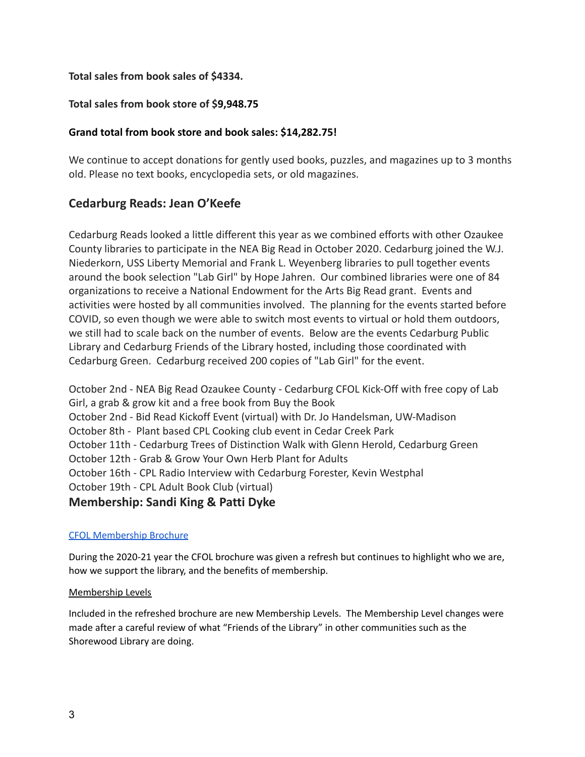**Total sales from book sales of $4334.**

**Total sales from book store of $9,948.75**

**Grand total from book store and book sales: $14,282.75!**

We continue to accept donations for gently used books, puzzles, and magazines up to 3 months old. Please no text books, encyclopedia sets, or old magazines.

## Cedarburg Reads: Jean O'Keefe

Cedarburg Reads looked a little different this year as we combined efforts with other Ozaukee County libraries to participate in the NEA Big Read in October 2020. Cedarburg joined the W.J. Niederkorn, USS Liberty Memorial and Frank L. Weyenberg libraries to pull together events around the book selection "Lab Girl" by Hope Jahren. Our combined libraries were one of 84 organizations to receive a National Endowment for the Arts Big Read grant. Events and activities were hosted by all communities involved. The planning for the events started before COVID, so even though we were able to switch most events to virtual or hold them outdoors, we still had to scale back on the number of events. Below are the events Cedarburg Public Library and Cedarburg Friends of the Library hosted, including those coordinated with Cedarburg Green. Cedarburg received 200 copies of "Lab Girl" for the event.

October 2nd - NEA Big Read Ozaukee County - Cedarburg CFOL Kick-Off with free copy of Lab Girl, a grab & grow kit and a free book from Buy the Book
October 2nd - Bid Read Kickoff Event (virtual) with Dr. Jo Handelsman, UW-Madison
October 8th - Plant based CPL Cooking club event in Cedar Creek Park
October 11th - Cedarburg Trees of Distinction Walk with Glenn Herold, Cedarburg Green
October 12th - Grab & Grow Your Own Herb Plant for Adults
October 16th - CPL Radio Interview with Cedarburg Forester, Kevin Westphal
October 19th - CPL Adult Book Club (virtual)

## Membership: Sandi King & Patti Dyke

CFOL Membership Brochure

During the 2020-21 year the CFOL brochure was given a refresh but continues to highlight who we are, how we support the library, and the benefits of membership.

Membership Levels

Included in the refreshed brochure are new Membership Levels. The Membership Level changes were made after a careful review of what "Friends of the Library" in other communities such as the Shorewood Library are doing.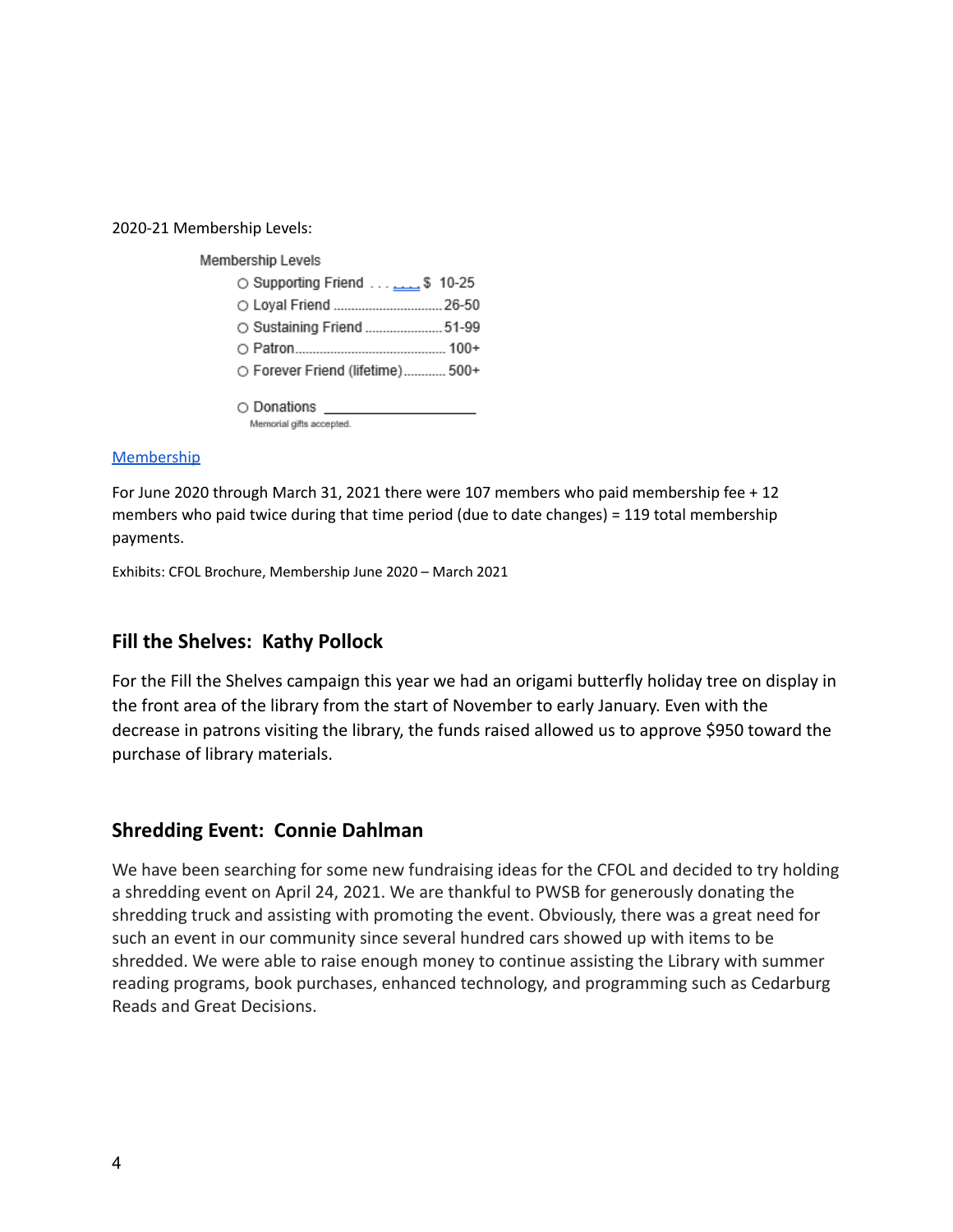2020-21 Membership Levels:

Membership Levels

- ○ Supporting Friend . . . . . . . $ 10-25
- ○ Loyal Friend .............................. 26-50
- ○ Sustaining Friend ...................... 51-99
- ○ Patron........................................ 100+
- ○ Forever Friend (lifetime)........... 500+

○ Donations ____________________

Memorial gifts accepted.

[Membership]

For June 2020 through March 31, 2021 there were 107 members who paid membership fee + 12 members who paid twice during that time period (due to date changes) = 119 total membership payments.

Exhibits: CFOL Brochure, Membership June 2020 – March 2021

## Fill the Shelves: Kathy Pollock

For the Fill the Shelves campaign this year we had an origami butterfly holiday tree on display in the front area of the library from the start of November to early January. Even with the decrease in patrons visiting the library, the funds raised allowed us to approve $950 toward the purchase of library materials.

## Shredding Event: Connie Dahlman

We have been searching for some new fundraising ideas for the CFOL and decided to try holding a shredding event on April 24, 2021. We are thankful to PWSB for generously donating the shredding truck and assisting with promoting the event. Obviously, there was a great need for such an event in our community since several hundred cars showed up with items to be shredded. We were able to raise enough money to continue assisting the Library with summer reading programs, book purchases, enhanced technology, and programming such as Cedarburg Reads and Great Decisions.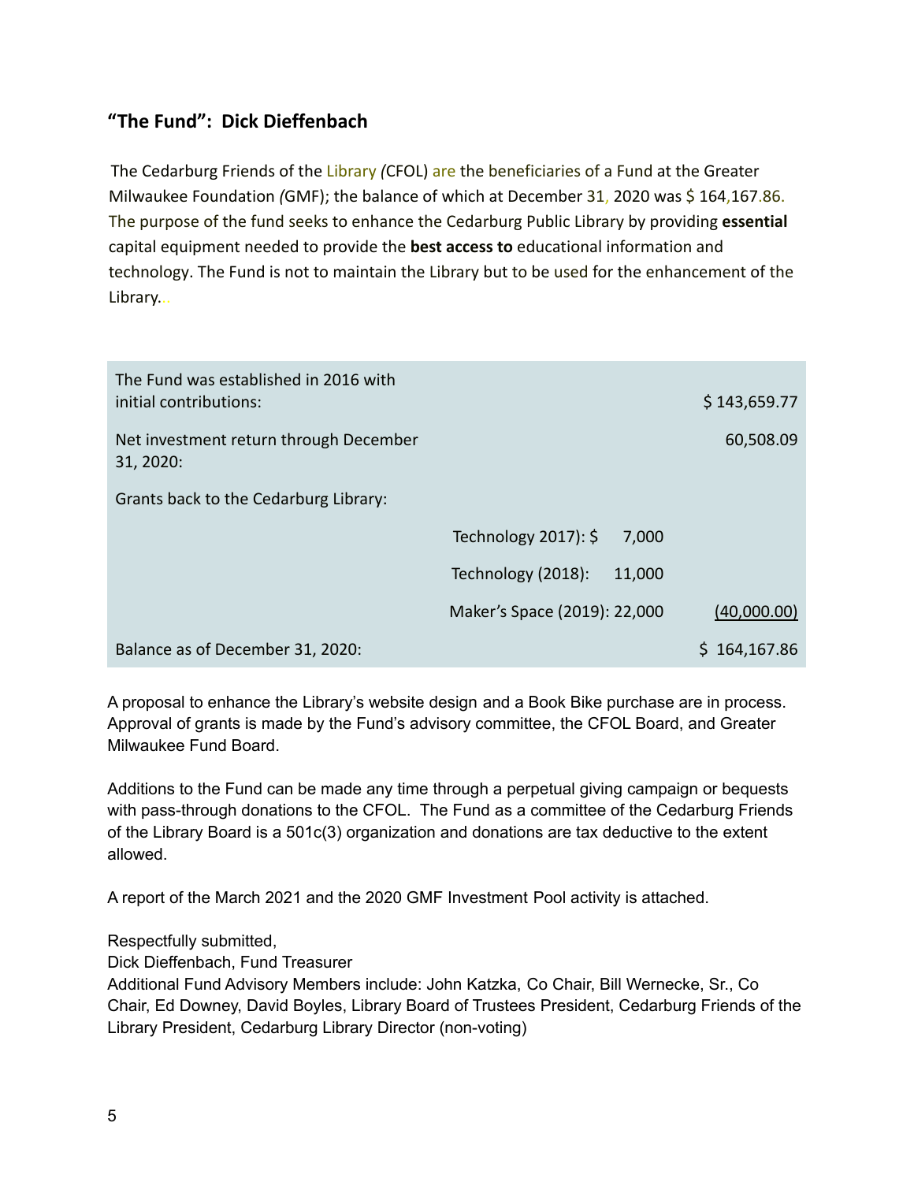## "The Fund": Dick Dieffenbach

The Cedarburg Friends of the Library (CFOL) are the beneficiaries of a Fund at the Greater Milwaukee Foundation (GMF); the balance of which at December 31, 2020 was $ 164,167.86. The purpose of the fund seeks to enhance the Cedarburg Public Library by providing **essential** capital equipment needed to provide the **best access to** educational information and technology. The Fund is not to maintain the Library but to be used for the enhancement of the Library..

| | | |
|---|---|---|
| The Fund was established in 2016 with initial contributions: | | $ 143,659.77 |
| Net investment return through December 31, 2020: | | 60,508.09 |
| Grants back to the Cedarburg Library: | | |
| | Technology 2017): $ 7,000 | |
| | Technology (2018): 11,000 | |
| | Maker's Space (2019): 22,000 | (40,000.00) |
| Balance as of December 31, 2020: | | $ 164,167.86 |

A proposal to enhance the Library's website design and a Book Bike purchase are in process. Approval of grants is made by the Fund's advisory committee, the CFOL Board, and Greater Milwaukee Fund Board.

Additions to the Fund can be made any time through a perpetual giving campaign or bequests with pass-through donations to the CFOL. The Fund as a committee of the Cedarburg Friends of the Library Board is a 501c(3) organization and donations are tax deductive to the extent allowed.

A report of the March 2021 and the 2020 GMF Investment Pool activity is attached.

Respectfully submitted,
Dick Dieffenbach, Fund Treasurer
Additional Fund Advisory Members include: John Katzka, Co Chair, Bill Wernecke, Sr., Co Chair, Ed Downey, David Boyles, Library Board of Trustees President, Cedarburg Friends of the Library President, Cedarburg Library Director (non-voting)